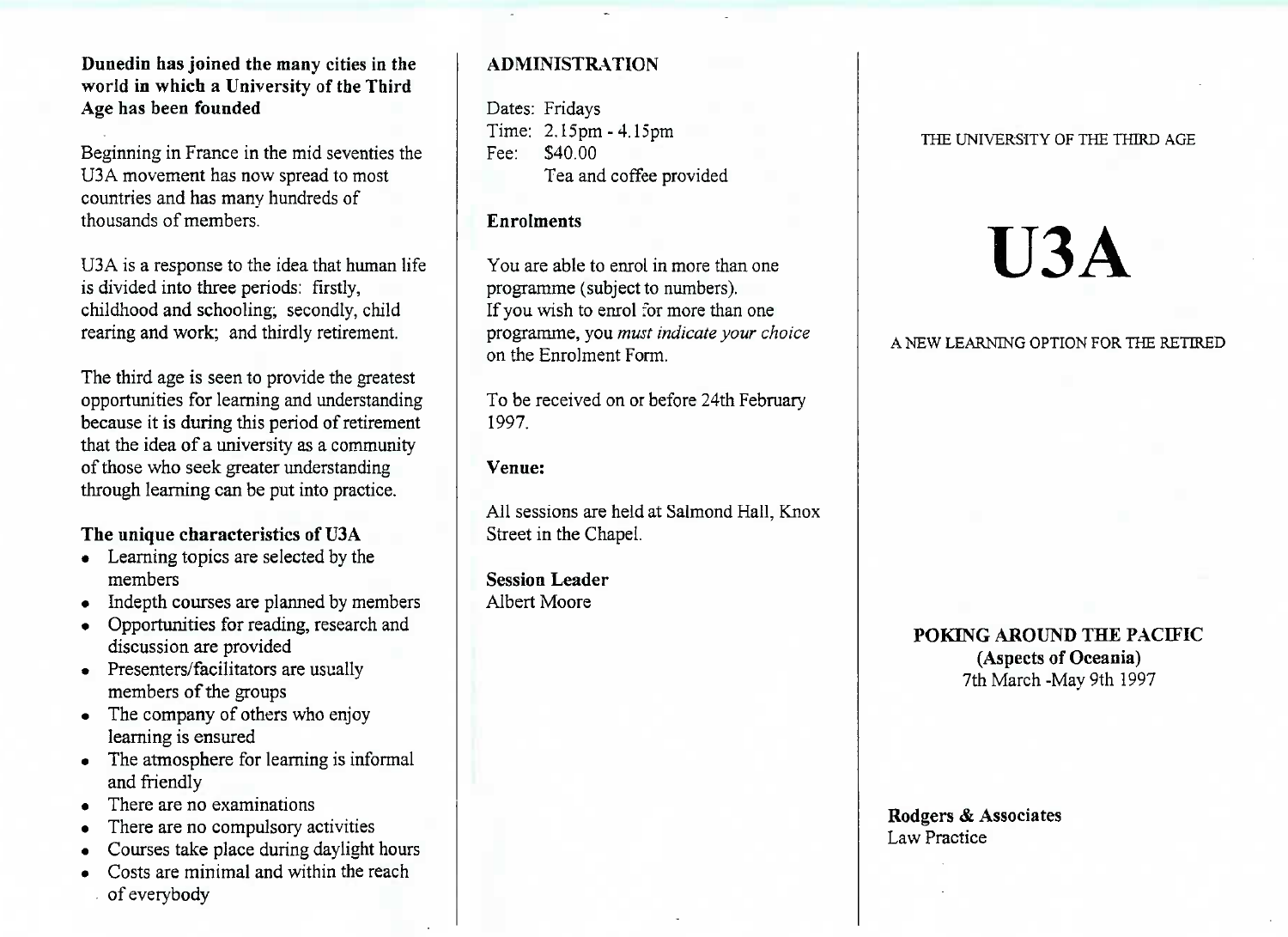**Dunedin has joined the many cities in the world in which a University of the Third Age has been founded**

Beginning in France in the mid seventies the U3A movement has now spread to most countries and has many hundreds of thousands of members.

U3A is a response to the idea that human life is divided into three periods: firstly, childhood and schooling; secondly, child rearing and work; and thirdly retirement.

The third age is seen to provide the greatest opportunities for learning and understanding because it is during this period of retirement that the idea of a university as a community of those who seek greater understanding through learning can be put into practice.

**The unique characteristics of U3A**

- Learning topics are selected by the members
- Indepth courses are planned by members
- Opportunities for reading, research and discussion are provided
- Presenters/facilitators are usually members of the groups
- The company of others who enjoy learning is ensured
- The atmosphere for learning is informal and friendly
- There are no examinations
- There are no compulsory activities
- Courses take place during daylight hours
- Costs are minimal and within the reach of everybody

## ADMINISTRATION

Dates: Fridays
Time: 2.15pm - 4.15pm
Fee: $40.00
Tea and coffee provided

**Enrolments**

You are able to enrol in more than one programme (subject to numbers).
If you wish to enrol for more than one programme, you *must indicate your choice* on the Enrolment Form.

To be received on or before 24th February 1997.

**Venue:**

All sessions are held at Salmond Hall, Knox Street in the Chapel.

**Session Leader**
Albert Moore

THE UNIVERSITY OF THE THIRD AGE

# U3A

A NEW LEARNING OPTION FOR THE RETIRED

**POKING AROUND THE PACIFIC**
**(Aspects of Oceania)**
7th March -May 9th 1997

**Rodgers & Associates**
Law Practice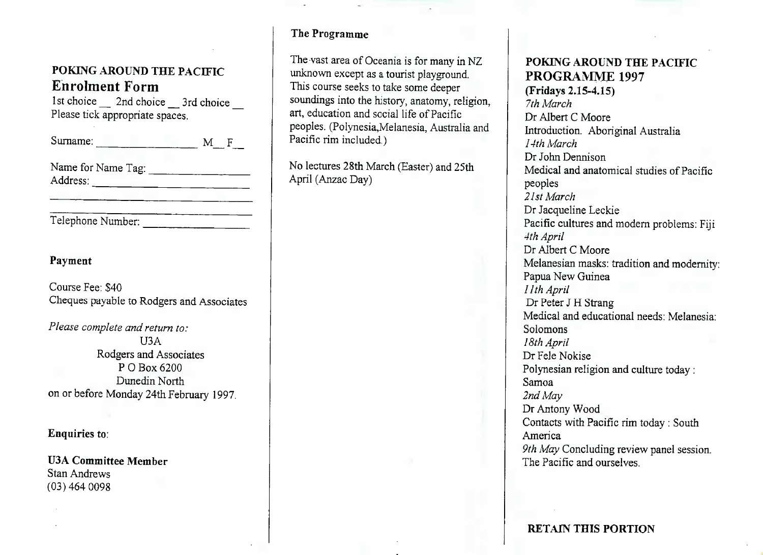## POKING AROUND THE PACIFIC
## Enrolment Form

1st choice __ 2nd choice __ 3rd choice __
Please tick appropriate spaces.

Surname: ________________ M__ F__

Name for Name Tag: ________________
Address: ________________________

________________________________

________________________________

Telephone Number: ______________

### Payment

Course Fee: $40
Cheques payable to Rodgers and Associates

*Please complete and return to:*
U3A
Rodgers and Associates
P O Box 6200
Dunedin North
on or before Monday 24th February 1997.

**Enquiries to:**

**U3A Committee Member**
Stan Andrews
(03) 464 0098

### The Programme

The vast area of Oceania is for many in NZ unknown except as a tourist playground. This course seeks to take some deeper soundings into the history, anatomy, religion, art, education and social life of Pacific peoples. (Polynesia,Melanesia, Australia and Pacific rim included.)

No lectures 28th March (Easter) and 25th April (Anzac Day)

## POKING AROUND THE PACIFIC
## PROGRAMME 1997

**(Fridays 2.15-4.15)**

*7th March*
Dr Albert C Moore
Introduction. Aboriginal Australia

*14th March*
Dr John Dennison
Medical and anatomical studies of Pacific peoples

*21st March*
Dr Jacqueline Leckie
Pacific cultures and modern problems: Fiji

*4th April*
Dr Albert C Moore
Melanesian masks: tradition and modernity: Papua New Guinea

*11th April*
Dr Peter J H Strang
Medical and educational needs: Melanesia: Solomons

*18th April*
Dr Fele Nokise
Polynesian religion and culture today : Samoa

*2nd May*
Dr Antony Wood
Contacts with Pacific rim today : South America

*9th May* Concluding review panel session. The Pacific and ourselves.

**RETAIN THIS PORTION**